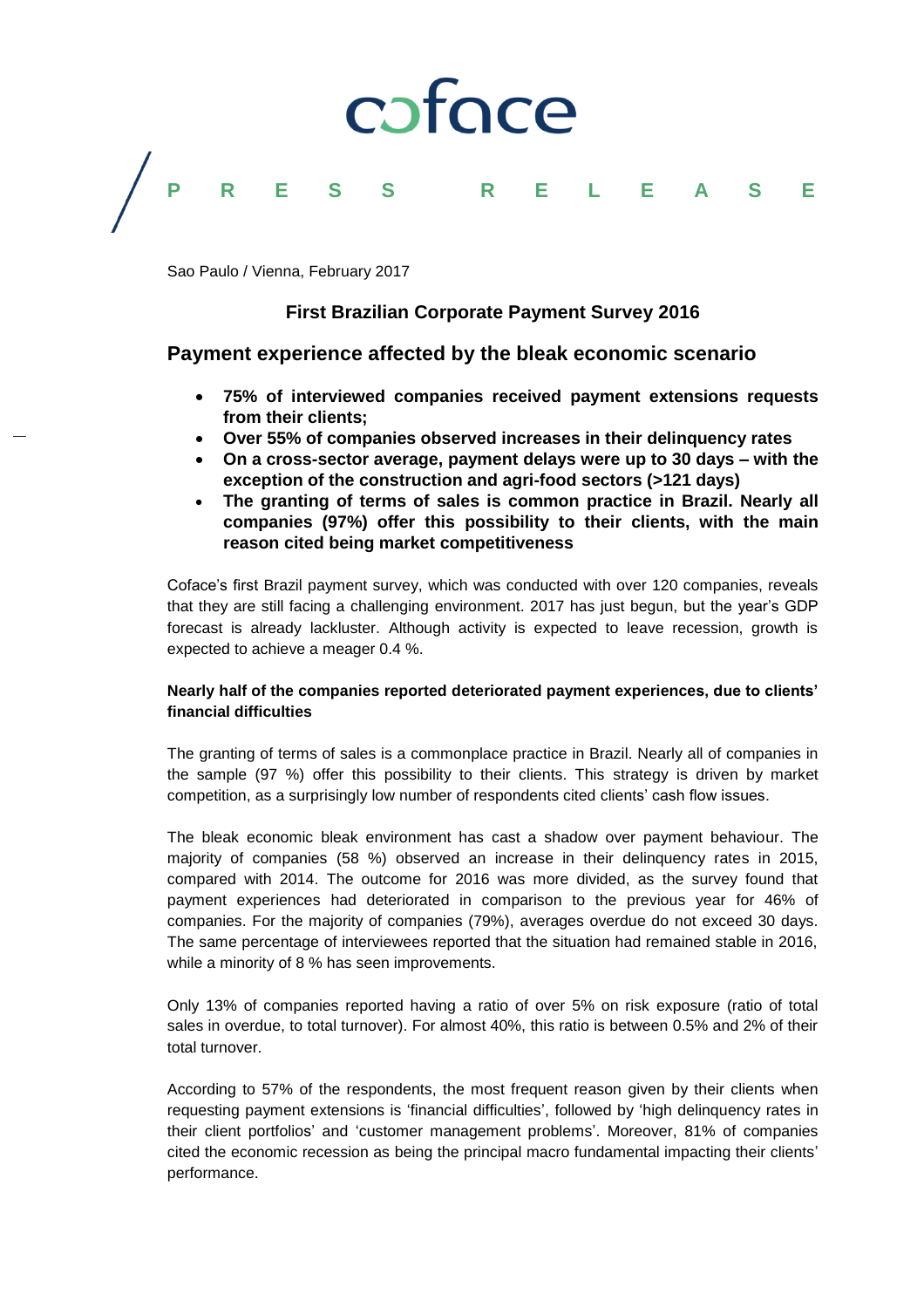coface

PRESS RELEASE

Sao Paulo / Vienna, February 2017

## First Brazilian Corporate Payment Survey 2016

# Payment experience affected by the bleak economic scenario

- **75% of interviewed companies received payment extensions requests from their clients;**
- **Over 55% of companies observed increases in their delinquency rates**
- **On a cross-sector average, payment delays were up to 30 days – with the exception of the construction and agri-food sectors (>121 days)**
- **The granting of terms of sales is common practice in Brazil. Nearly all companies (97%) offer this possibility to their clients, with the main reason cited being market competitiveness**

Coface's first Brazil payment survey, which was conducted with over 120 companies, reveals that they are still facing a challenging environment. 2017 has just begun, but the year's GDP forecast is already lackluster. Although activity is expected to leave recession, growth is expected to achieve a meager 0.4 %.

**Nearly half of the companies reported deteriorated payment experiences, due to clients' financial difficulties**

The granting of terms of sales is a commonplace practice in Brazil. Nearly all of companies in the sample (97 %) offer this possibility to their clients. This strategy is driven by market competition, as a surprisingly low number of respondents cited clients' cash flow issues.

The bleak economic bleak environment has cast a shadow over payment behaviour. The majority of companies (58 %) observed an increase in their delinquency rates in 2015, compared with 2014. The outcome for 2016 was more divided, as the survey found that payment experiences had deteriorated in comparison to the previous year for 46% of companies. For the majority of companies (79%), averages overdue do not exceed 30 days. The same percentage of interviewees reported that the situation had remained stable in 2016, while a minority of 8 % has seen improvements.

Only 13% of companies reported having a ratio of over 5% on risk exposure (ratio of total sales in overdue, to total turnover). For almost 40%, this ratio is between 0.5% and 2% of their total turnover.

According to 57% of the respondents, the most frequent reason given by their clients when requesting payment extensions is 'financial difficulties', followed by 'high delinquency rates in their client portfolios' and 'customer management problems'. Moreover, 81% of companies cited the economic recession as being the principal macro fundamental impacting their clients' performance.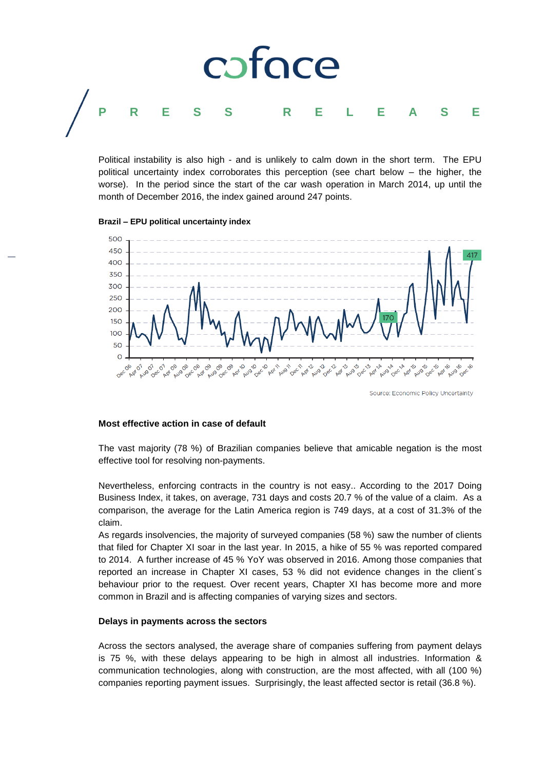Political instability is also high - and is unlikely to calm down in the short term. The EPU political uncertainty index corroborates this perception (see chart below – the higher, the worse). In the period since the start of the car wash operation in March 2014, up until the month of December 2016, the index gained around 247 points.

**Brazil – EPU political uncertainty index**

Source: Economic Policy Uncertainty

**Most effective action in case of default**

The vast majority (78 %) of Brazilian companies believe that amicable negation is the most effective tool for resolving non-payments.

Nevertheless, enforcing contracts in the country is not easy.. According to the 2017 Doing Business Index, it takes, on average, 731 days and costs 20.7 % of the value of a claim. As a comparison, the average for the Latin America region is 749 days, at a cost of 31.3% of the claim.

As regards insolvencies, the majority of surveyed companies (58 %) saw the number of clients that filed for Chapter XI soar in the last year. In 2015, a hike of 55 % was reported compared to 2014. A further increase of 45 % YoY was observed in 2016. Among those companies that reported an increase in Chapter XI cases, 53 % did not evidence changes in the client´s behaviour prior to the request. Over recent years, Chapter XI has become more and more common in Brazil and is affecting companies of varying sizes and sectors.

**Delays in payments across the sectors**

Across the sectors analysed, the average share of companies suffering from payment delays is 75 %, with these delays appearing to be high in almost all industries. Information & communication technologies, along with construction, are the most affected, with all (100 %) companies reporting payment issues. Surprisingly, the least affected sector is retail (36.8 %).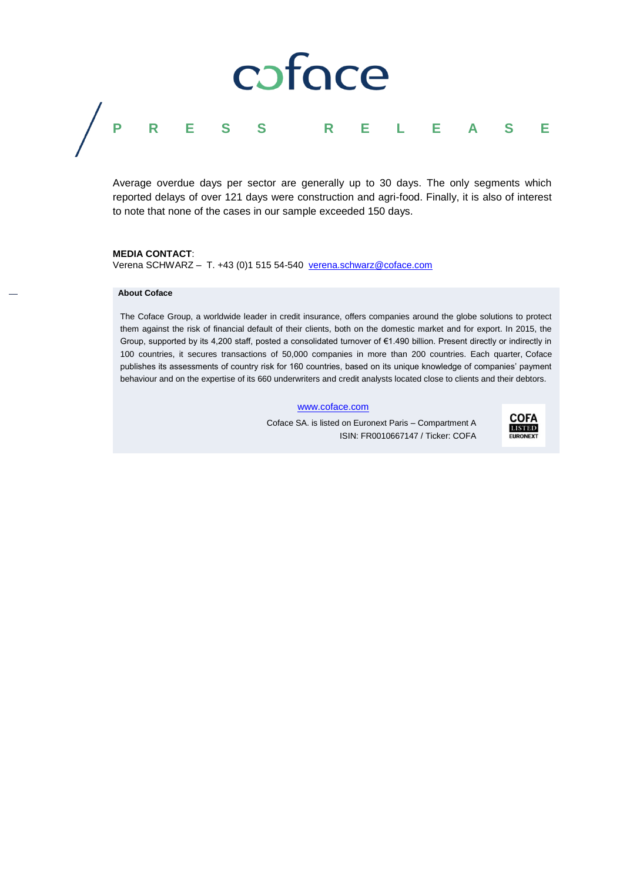Average overdue days per sector are generally up to 30 days. The only segments which reported delays of over 121 days were construction and agri-food. Finally, it is also of interest to note that none of the cases in our sample exceeded 150 days.

**MEDIA CONTACT**:
Verena SCHWARZ – T. +43 (0)1 515 54-540 verena.schwarz@coface.com

**About Coface**

The Coface Group, a worldwide leader in credit insurance, offers companies around the globe solutions to protect them against the risk of financial default of their clients, both on the domestic market and for export. In 2015, the Group, supported by its 4,200 staff, posted a consolidated turnover of €1.490 billion. Present directly or indirectly in 100 countries, it secures transactions of 50,000 companies in more than 200 countries. Each quarter, Coface publishes its assessments of country risk for 160 countries, based on its unique knowledge of companies' payment behaviour and on the expertise of its 660 underwriters and credit analysts located close to clients and their debtors.

www.coface.com

Coface SA. is listed on Euronext Paris – Compartment A
ISIN: FR0010667147 / Ticker: COFA

COFA LISTED EURONEXT